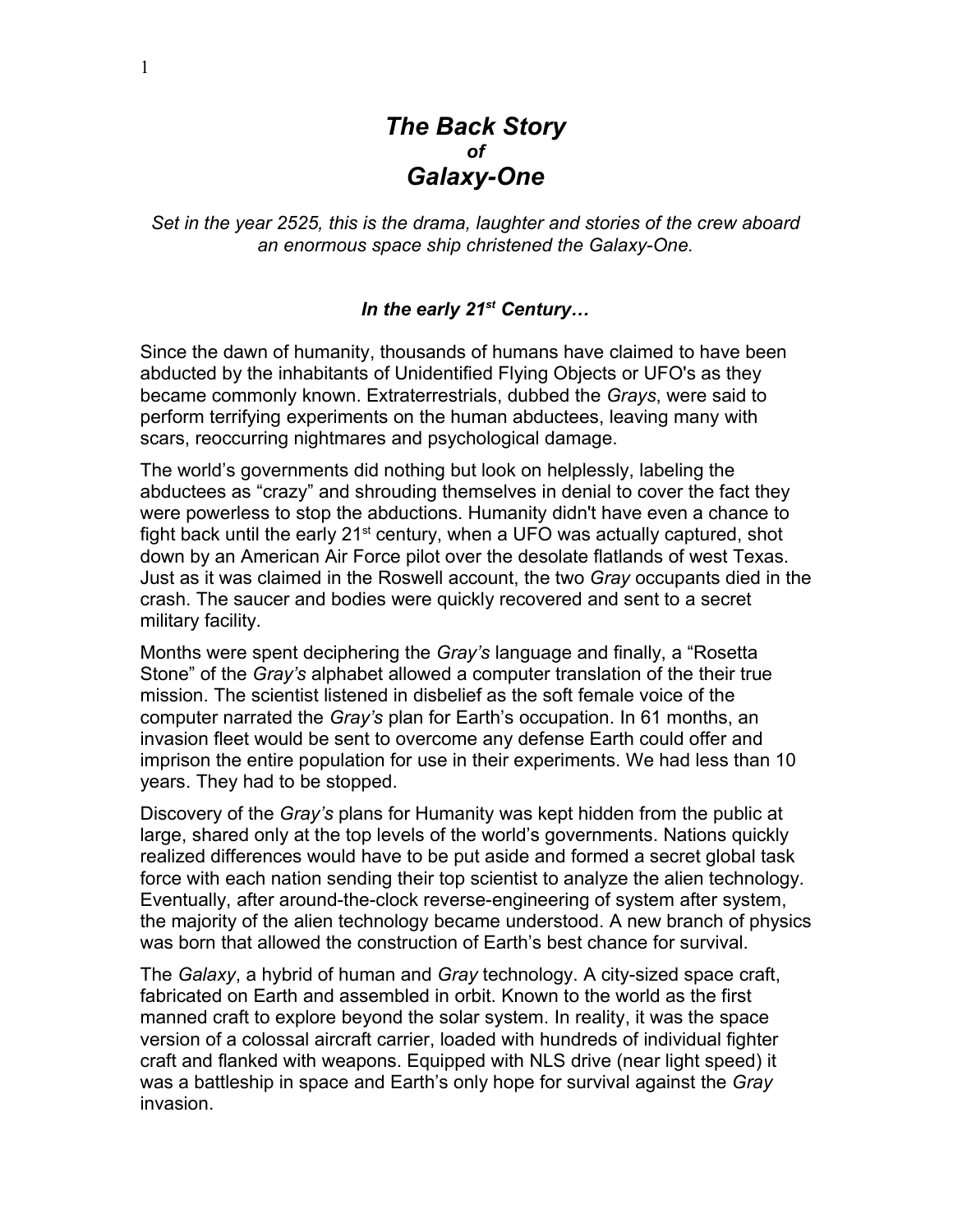# *The Back Story*
### *of*
# *Galaxy-One*

*Set in the year 2525, this is the drama, laughter and stories of the crew aboard an enormous space ship christened the Galaxy-One.*

### *In the early 21st Century…*

Since the dawn of humanity, thousands of humans have claimed to have been abducted by the inhabitants of Unidentified Flying Objects or UFO's as they became commonly known. Extraterrestrials, dubbed the *Grays*, were said to perform terrifying experiments on the human abductees, leaving many with scars, reoccurring nightmares and psychological damage.

The world's governments did nothing but look on helplessly, labeling the abductees as "crazy" and shrouding themselves in denial to cover the fact they were powerless to stop the abductions. Humanity didn't have even a chance to fight back until the early 21st century, when a UFO was actually captured, shot down by an American Air Force pilot over the desolate flatlands of west Texas. Just as it was claimed in the Roswell account, the two *Gray* occupants died in the crash. The saucer and bodies were quickly recovered and sent to a secret military facility.

Months were spent deciphering the *Gray's* language and finally, a "Rosetta Stone" of the *Gray's* alphabet allowed a computer translation of the their true mission. The scientist listened in disbelief as the soft female voice of the computer narrated the *Gray's* plan for Earth's occupation. In 61 months, an invasion fleet would be sent to overcome any defense Earth could offer and imprison the entire population for use in their experiments. We had less than 10 years. They had to be stopped.

Discovery of the *Gray's* plans for Humanity was kept hidden from the public at large, shared only at the top levels of the world's governments. Nations quickly realized differences would have to be put aside and formed a secret global task force with each nation sending their top scientist to analyze the alien technology. Eventually, after around-the-clock reverse-engineering of system after system, the majority of the alien technology became understood. A new branch of physics was born that allowed the construction of Earth's best chance for survival.

The *Galaxy*, a hybrid of human and *Gray* technology. A city-sized space craft, fabricated on Earth and assembled in orbit. Known to the world as the first manned craft to explore beyond the solar system. In reality, it was the space version of a colossal aircraft carrier, loaded with hundreds of individual fighter craft and flanked with weapons. Equipped with NLS drive (near light speed) it was a battleship in space and Earth's only hope for survival against the *Gray* invasion.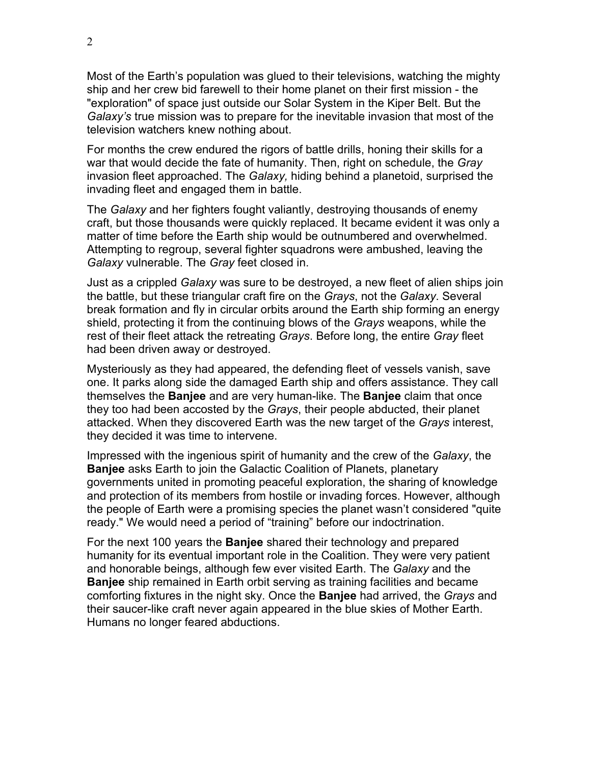Most of the Earth's population was glued to their televisions, watching the mighty ship and her crew bid farewell to their home planet on their first mission - the "exploration" of space just outside our Solar System in the Kiper Belt. But the *Galaxy's* true mission was to prepare for the inevitable invasion that most of the television watchers knew nothing about.

For months the crew endured the rigors of battle drills, honing their skills for a war that would decide the fate of humanity. Then, right on schedule, the *Gray* invasion fleet approached. The *Galaxy,* hiding behind a planetoid, surprised the invading fleet and engaged them in battle.

The *Galaxy* and her fighters fought valiantly, destroying thousands of enemy craft, but those thousands were quickly replaced. It became evident it was only a matter of time before the Earth ship would be outnumbered and overwhelmed. Attempting to regroup, several fighter squadrons were ambushed, leaving the *Galaxy* vulnerable. The *Gray* feet closed in.

Just as a crippled *Galaxy* was sure to be destroyed, a new fleet of alien ships join the battle, but these triangular craft fire on the *Grays*, not the *Galaxy*. Several break formation and fly in circular orbits around the Earth ship forming an energy shield, protecting it from the continuing blows of the *Grays* weapons, while the rest of their fleet attack the retreating *Grays*. Before long, the entire *Gray* fleet had been driven away or destroyed.

Mysteriously as they had appeared, the defending fleet of vessels vanish, save one. It parks along side the damaged Earth ship and offers assistance. They call themselves the **Banjee** and are very human-like. The **Banjee** claim that once they too had been accosted by the *Grays*, their people abducted, their planet attacked. When they discovered Earth was the new target of the *Grays* interest, they decided it was time to intervene.

Impressed with the ingenious spirit of humanity and the crew of the *Galaxy*, the **Banjee** asks Earth to join the Galactic Coalition of Planets, planetary governments united in promoting peaceful exploration, the sharing of knowledge and protection of its members from hostile or invading forces. However, although the people of Earth were a promising species the planet wasn't considered "quite ready." We would need a period of "training" before our indoctrination.

For the next 100 years the **Banjee** shared their technology and prepared humanity for its eventual important role in the Coalition. They were very patient and honorable beings, although few ever visited Earth. The *Galaxy* and the **Banjee** ship remained in Earth orbit serving as training facilities and became comforting fixtures in the night sky. Once the **Banjee** had arrived, the *Grays* and their saucer-like craft never again appeared in the blue skies of Mother Earth. Humans no longer feared abductions.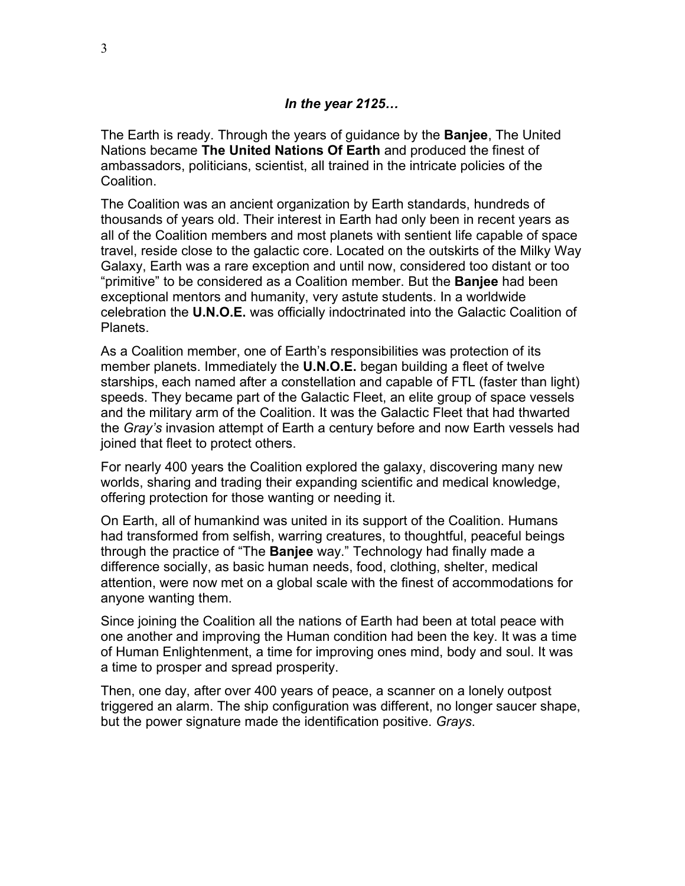***In the year 2125…***

The Earth is ready. Through the years of guidance by the **Banjee**, The United Nations became **The United Nations Of Earth** and produced the finest of ambassadors, politicians, scientist, all trained in the intricate policies of the Coalition.

The Coalition was an ancient organization by Earth standards, hundreds of thousands of years old. Their interest in Earth had only been in recent years as all of the Coalition members and most planets with sentient life capable of space travel, reside close to the galactic core. Located on the outskirts of the Milky Way Galaxy, Earth was a rare exception and until now, considered too distant or too "primitive" to be considered as a Coalition member. But the **Banjee** had been exceptional mentors and humanity, very astute students. In a worldwide celebration the **U.N.O.E.** was officially indoctrinated into the Galactic Coalition of Planets.

As a Coalition member, one of Earth's responsibilities was protection of its member planets. Immediately the **U.N.O.E.** began building a fleet of twelve starships, each named after a constellation and capable of FTL (faster than light) speeds. They became part of the Galactic Fleet, an elite group of space vessels and the military arm of the Coalition. It was the Galactic Fleet that had thwarted the *Gray's* invasion attempt of Earth a century before and now Earth vessels had joined that fleet to protect others.

For nearly 400 years the Coalition explored the galaxy, discovering many new worlds, sharing and trading their expanding scientific and medical knowledge, offering protection for those wanting or needing it.

On Earth, all of humankind was united in its support of the Coalition. Humans had transformed from selfish, warring creatures, to thoughtful, peaceful beings through the practice of "The **Banjee** way." Technology had finally made a difference socially, as basic human needs, food, clothing, shelter, medical attention, were now met on a global scale with the finest of accommodations for anyone wanting them.

Since joining the Coalition all the nations of Earth had been at total peace with one another and improving the Human condition had been the key. It was a time of Human Enlightenment, a time for improving ones mind, body and soul. It was a time to prosper and spread prosperity.

Then, one day, after over 400 years of peace, a scanner on a lonely outpost triggered an alarm. The ship configuration was different, no longer saucer shape, but the power signature made the identification positive. *Grays*.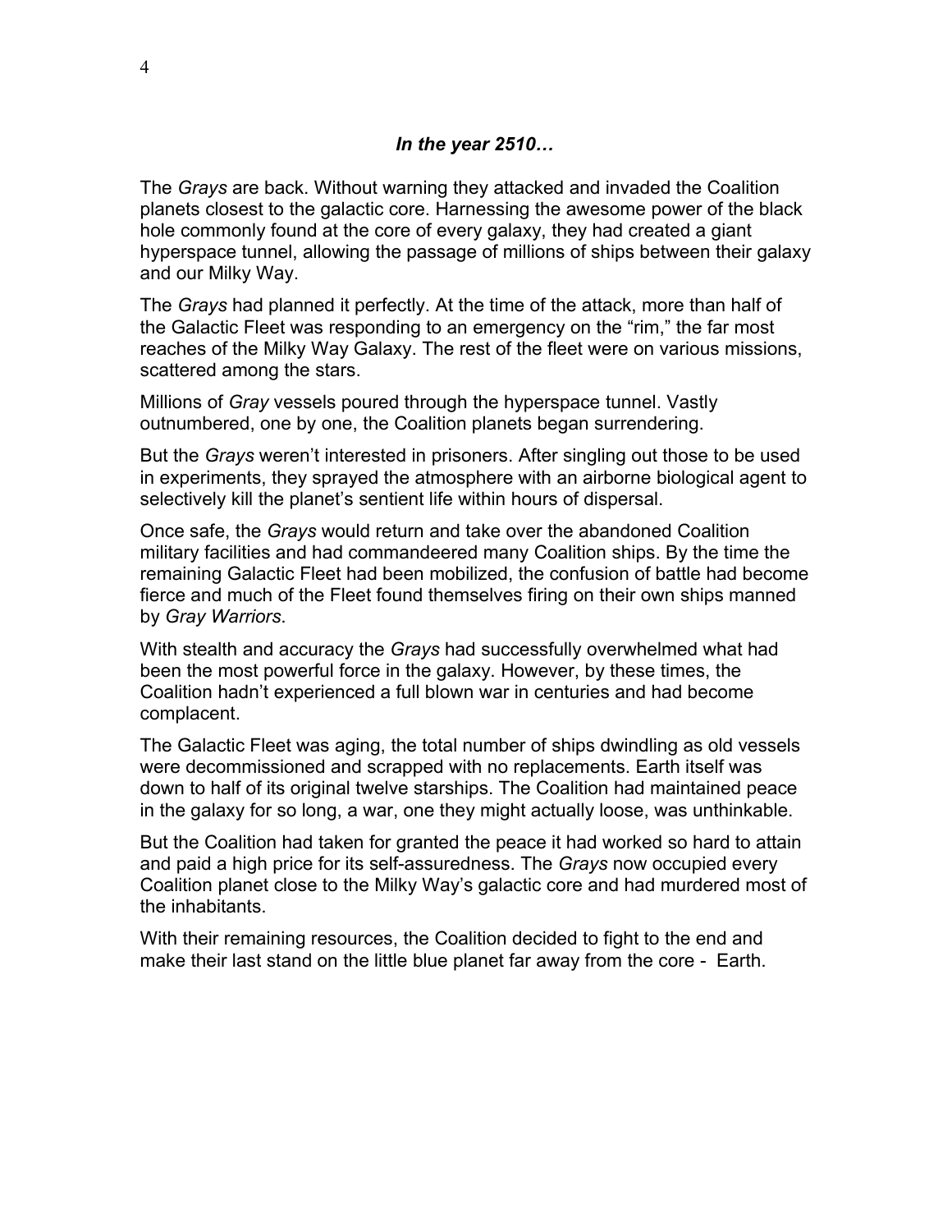***In the year 2510…***

The *Grays* are back. Without warning they attacked and invaded the Coalition planets closest to the galactic core. Harnessing the awesome power of the black hole commonly found at the core of every galaxy, they had created a giant hyperspace tunnel, allowing the passage of millions of ships between their galaxy and our Milky Way.

The *Grays* had planned it perfectly. At the time of the attack, more than half of the Galactic Fleet was responding to an emergency on the "rim," the far most reaches of the Milky Way Galaxy. The rest of the fleet were on various missions, scattered among the stars.

Millions of *Gray* vessels poured through the hyperspace tunnel. Vastly outnumbered, one by one, the Coalition planets began surrendering.

But the *Grays* weren't interested in prisoners. After singling out those to be used in experiments, they sprayed the atmosphere with an airborne biological agent to selectively kill the planet's sentient life within hours of dispersal.

Once safe, the *Grays* would return and take over the abandoned Coalition military facilities and had commandeered many Coalition ships. By the time the remaining Galactic Fleet had been mobilized, the confusion of battle had become fierce and much of the Fleet found themselves firing on their own ships manned by *Gray Warriors*.

With stealth and accuracy the *Grays* had successfully overwhelmed what had been the most powerful force in the galaxy. However, by these times, the Coalition hadn't experienced a full blown war in centuries and had become complacent.

The Galactic Fleet was aging, the total number of ships dwindling as old vessels were decommissioned and scrapped with no replacements. Earth itself was down to half of its original twelve starships. The Coalition had maintained peace in the galaxy for so long, a war, one they might actually loose, was unthinkable.

But the Coalition had taken for granted the peace it had worked so hard to attain and paid a high price for its self-assuredness. The *Grays* now occupied every Coalition planet close to the Milky Way's galactic core and had murdered most of the inhabitants.

With their remaining resources, the Coalition decided to fight to the end and make their last stand on the little blue planet far away from the core - Earth.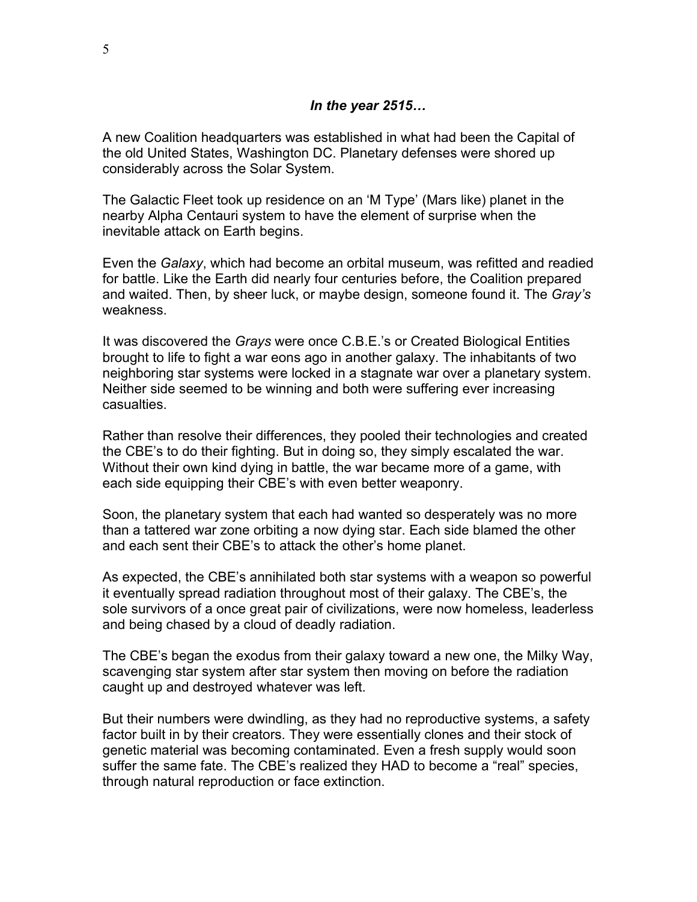***In the year 2515…***

A new Coalition headquarters was established in what had been the Capital of the old United States, Washington DC. Planetary defenses were shored up considerably across the Solar System.

The Galactic Fleet took up residence on an 'M Type' (Mars like) planet in the nearby Alpha Centauri system to have the element of surprise when the inevitable attack on Earth begins.

Even the *Galaxy*, which had become an orbital museum, was refitted and readied for battle. Like the Earth did nearly four centuries before, the Coalition prepared and waited. Then, by sheer luck, or maybe design, someone found it. The *Gray's* weakness.

It was discovered the *Grays* were once C.B.E.'s or Created Biological Entities brought to life to fight a war eons ago in another galaxy. The inhabitants of two neighboring star systems were locked in a stagnate war over a planetary system. Neither side seemed to be winning and both were suffering ever increasing casualties.

Rather than resolve their differences, they pooled their technologies and created the CBE's to do their fighting. But in doing so, they simply escalated the war. Without their own kind dying in battle, the war became more of a game, with each side equipping their CBE's with even better weaponry.

Soon, the planetary system that each had wanted so desperately was no more than a tattered war zone orbiting a now dying star. Each side blamed the other and each sent their CBE's to attack the other's home planet.

As expected, the CBE's annihilated both star systems with a weapon so powerful it eventually spread radiation throughout most of their galaxy. The CBE's, the sole survivors of a once great pair of civilizations, were now homeless, leaderless and being chased by a cloud of deadly radiation.

The CBE's began the exodus from their galaxy toward a new one, the Milky Way, scavenging star system after star system then moving on before the radiation caught up and destroyed whatever was left.

But their numbers were dwindling, as they had no reproductive systems, a safety factor built in by their creators. They were essentially clones and their stock of genetic material was becoming contaminated. Even a fresh supply would soon suffer the same fate. The CBE's realized they HAD to become a "real" species, through natural reproduction or face extinction.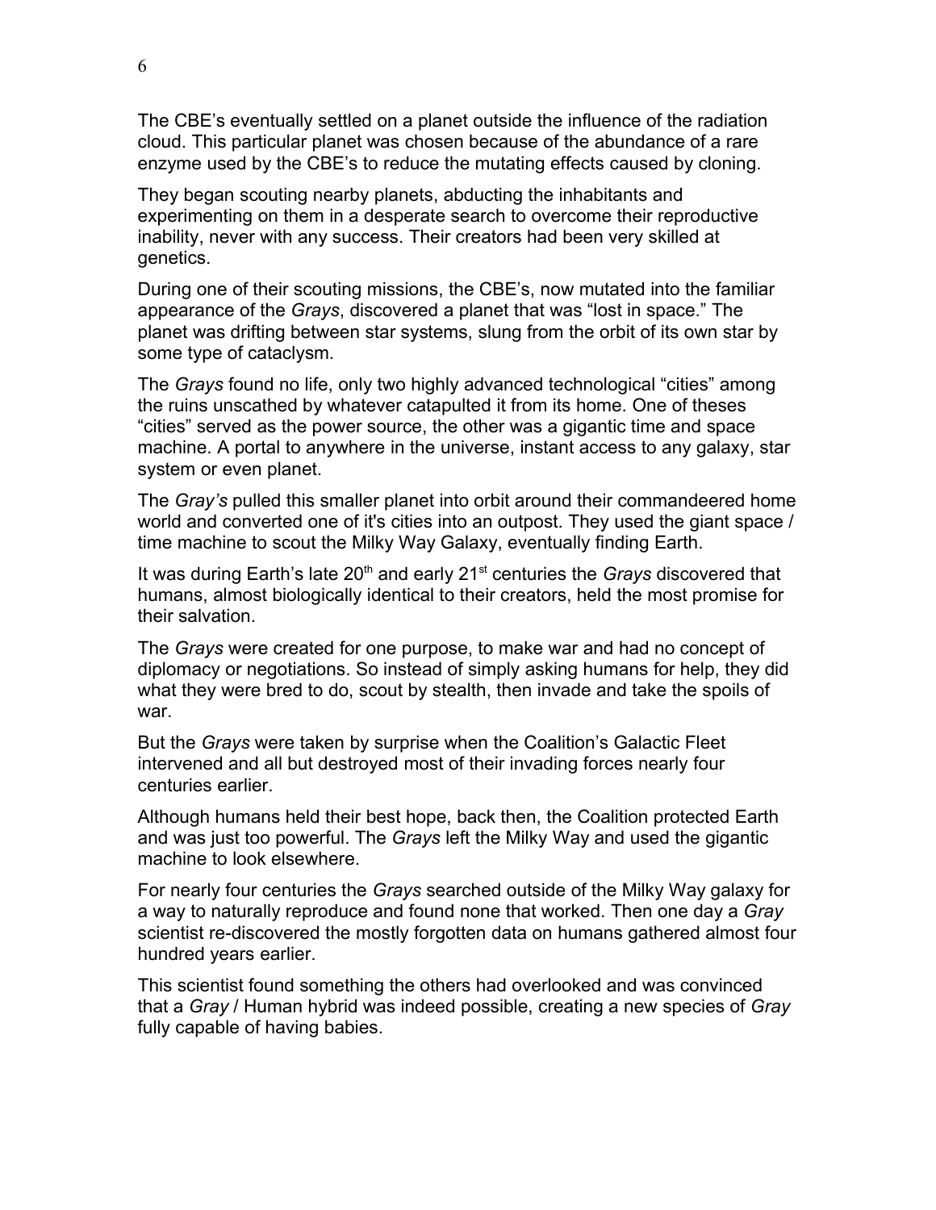The CBE's eventually settled on a planet outside the influence of the radiation cloud. This particular planet was chosen because of the abundance of a rare enzyme used by the CBE's to reduce the mutating effects caused by cloning.

They began scouting nearby planets, abducting the inhabitants and experimenting on them in a desperate search to overcome their reproductive inability, never with any success. Their creators had been very skilled at genetics.

During one of their scouting missions, the CBE's, now mutated into the familiar appearance of the *Grays*, discovered a planet that was "lost in space." The planet was drifting between star systems, slung from the orbit of its own star by some type of cataclysm.

The *Grays* found no life, only two highly advanced technological "cities" among the ruins unscathed by whatever catapulted it from its home. One of theses "cities" served as the power source, the other was a gigantic time and space machine. A portal to anywhere in the universe, instant access to any galaxy, star system or even planet.

The *Gray's* pulled this smaller planet into orbit around their commandeered home world and converted one of it's cities into an outpost. They used the giant space / time machine to scout the Milky Way Galaxy, eventually finding Earth.

It was during Earth's late 20th and early 21st centuries the *Grays* discovered that humans, almost biologically identical to their creators, held the most promise for their salvation.

The *Grays* were created for one purpose, to make war and had no concept of diplomacy or negotiations. So instead of simply asking humans for help, they did what they were bred to do, scout by stealth, then invade and take the spoils of war.

But the *Grays* were taken by surprise when the Coalition's Galactic Fleet intervened and all but destroyed most of their invading forces nearly four centuries earlier.

Although humans held their best hope, back then, the Coalition protected Earth and was just too powerful. The *Grays* left the Milky Way and used the gigantic machine to look elsewhere.

For nearly four centuries the *Grays* searched outside of the Milky Way galaxy for a way to naturally reproduce and found none that worked. Then one day a *Gray* scientist re-discovered the mostly forgotten data on humans gathered almost four hundred years earlier.

This scientist found something the others had overlooked and was convinced that a *Gray* / Human hybrid was indeed possible, creating a new species of *Gray* fully capable of having babies.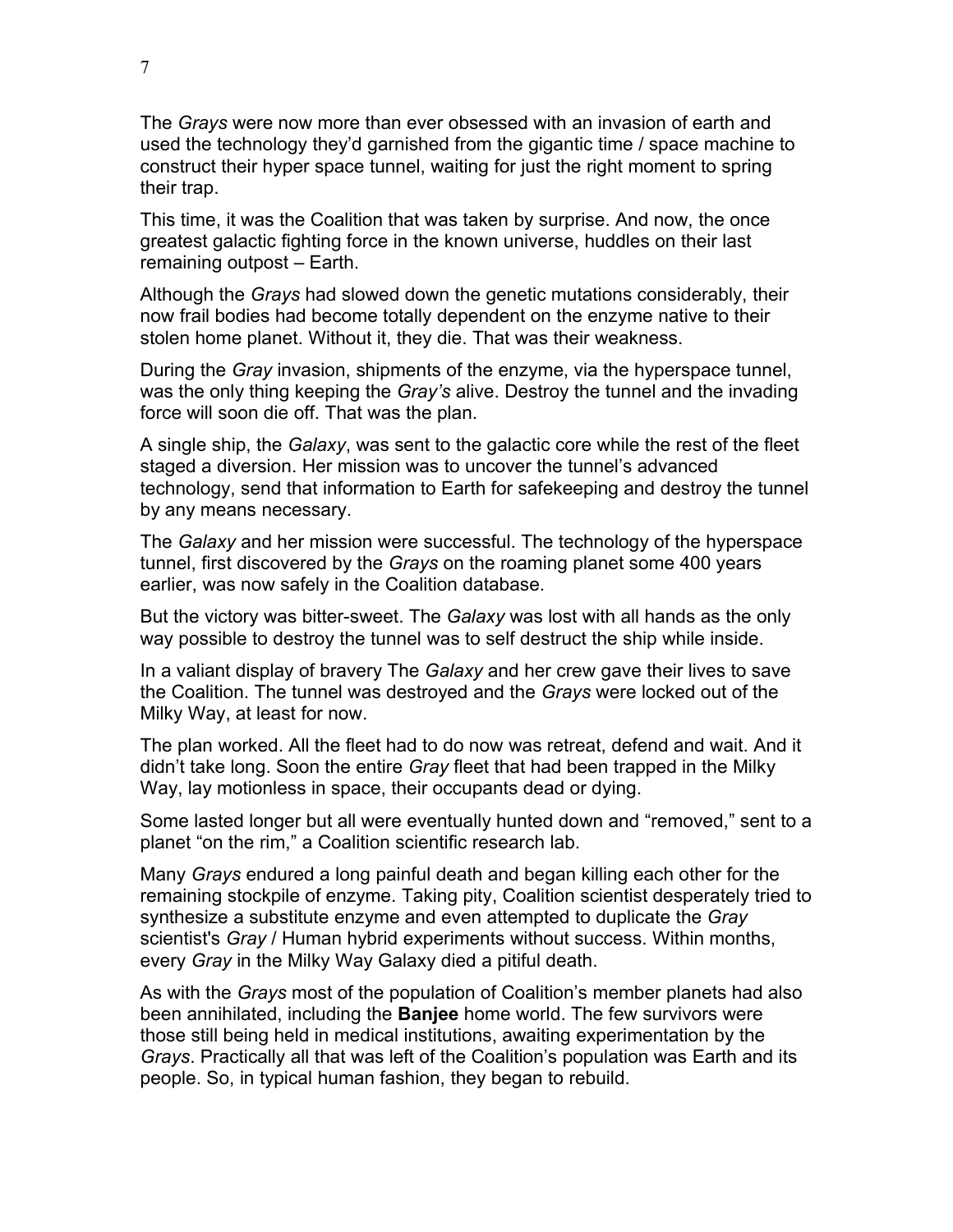The *Grays* were now more than ever obsessed with an invasion of earth and used the technology they'd garnished from the gigantic time / space machine to construct their hyper space tunnel, waiting for just the right moment to spring their trap.

This time, it was the Coalition that was taken by surprise. And now, the once greatest galactic fighting force in the known universe, huddles on their last remaining outpost – Earth.

Although the *Grays* had slowed down the genetic mutations considerably, their now frail bodies had become totally dependent on the enzyme native to their stolen home planet. Without it, they die. That was their weakness.

During the *Gray* invasion, shipments of the enzyme, via the hyperspace tunnel, was the only thing keeping the *Gray's* alive. Destroy the tunnel and the invading force will soon die off. That was the plan.

A single ship, the *Galaxy*, was sent to the galactic core while the rest of the fleet staged a diversion. Her mission was to uncover the tunnel's advanced technology, send that information to Earth for safekeeping and destroy the tunnel by any means necessary.

The *Galaxy* and her mission were successful. The technology of the hyperspace tunnel, first discovered by the *Grays* on the roaming planet some 400 years earlier, was now safely in the Coalition database.

But the victory was bitter-sweet. The *Galaxy* was lost with all hands as the only way possible to destroy the tunnel was to self destruct the ship while inside.

In a valiant display of bravery The *Galaxy* and her crew gave their lives to save the Coalition. The tunnel was destroyed and the *Grays* were locked out of the Milky Way, at least for now.

The plan worked. All the fleet had to do now was retreat, defend and wait. And it didn't take long. Soon the entire *Gray* fleet that had been trapped in the Milky Way, lay motionless in space, their occupants dead or dying.

Some lasted longer but all were eventually hunted down and "removed," sent to a planet "on the rim," a Coalition scientific research lab.

Many *Grays* endured a long painful death and began killing each other for the remaining stockpile of enzyme. Taking pity, Coalition scientist desperately tried to synthesize a substitute enzyme and even attempted to duplicate the *Gray* scientist's *Gray* / Human hybrid experiments without success. Within months, every *Gray* in the Milky Way Galaxy died a pitiful death.

As with the *Grays* most of the population of Coalition's member planets had also been annihilated, including the **Banjee** home world. The few survivors were those still being held in medical institutions, awaiting experimentation by the *Grays*. Practically all that was left of the Coalition's population was Earth and its people. So, in typical human fashion, they began to rebuild.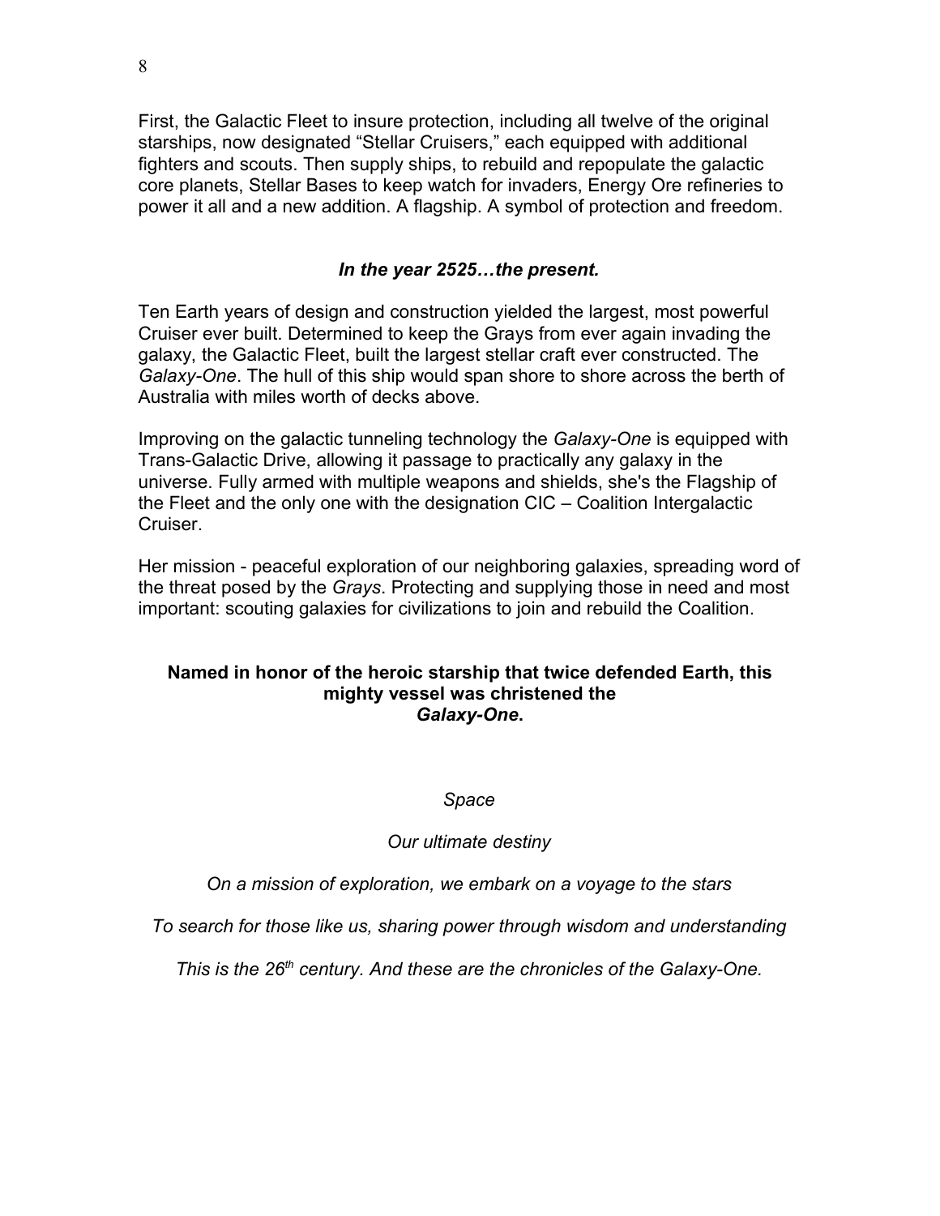First, the Galactic Fleet to insure protection, including all twelve of the original starships, now designated "Stellar Cruisers," each equipped with additional fighters and scouts. Then supply ships, to rebuild and repopulate the galactic core planets, Stellar Bases to keep watch for invaders, Energy Ore refineries to power it all and a new addition. A flagship. A symbol of protection and freedom.

***In the year 2525…the present.***

Ten Earth years of design and construction yielded the largest, most powerful Cruiser ever built. Determined to keep the Grays from ever again invading the galaxy, the Galactic Fleet, built the largest stellar craft ever constructed. The *Galaxy-One*. The hull of this ship would span shore to shore across the berth of Australia with miles worth of decks above.

Improving on the galactic tunneling technology the *Galaxy-One* is equipped with Trans-Galactic Drive, allowing it passage to practically any galaxy in the universe. Fully armed with multiple weapons and shields, she's the Flagship of the Fleet and the only one with the designation CIC – Coalition Intergalactic Cruiser.

Her mission - peaceful exploration of our neighboring galaxies, spreading word of the threat posed by the *Grays*. Protecting and supplying those in need and most important: scouting galaxies for civilizations to join and rebuild the Coalition.

**Named in honor of the heroic starship that twice defended Earth, this mighty vessel was christened the *Galaxy-One*.**

*Space*

*Our ultimate destiny*

*On a mission of exploration, we embark on a voyage to the stars*

*To search for those like us, sharing power through wisdom and understanding*

*This is the 26th century. And these are the chronicles of the Galaxy-One.*